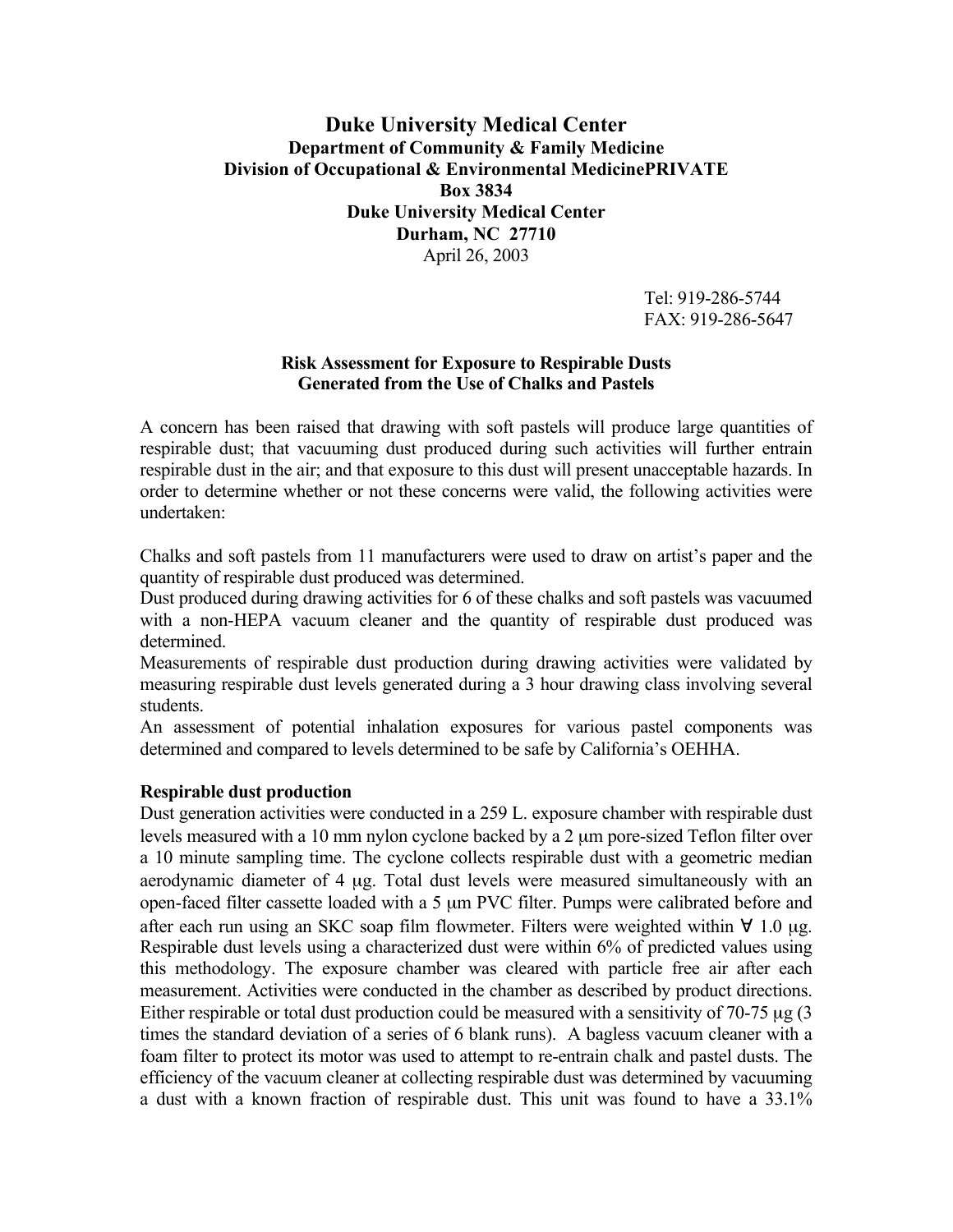# Duke University Medical Center

**Department of Community & Family Medicine**
**Division of Occupational & Environmental MedicinePRIVATE**
**Box 3834**
**Duke University Medical Center**
**Durham, NC 27710**
April 26, 2003

Tel: 919-286-5744
FAX: 919-286-5647

## Risk Assessment for Exposure to Respirable Dusts Generated from the Use of Chalks and Pastels

A concern has been raised that drawing with soft pastels will produce large quantities of respirable dust; that vacuuming dust produced during such activities will further entrain respirable dust in the air; and that exposure to this dust will present unacceptable hazards. In order to determine whether or not these concerns were valid, the following activities were undertaken:

Chalks and soft pastels from 11 manufacturers were used to draw on artist's paper and the quantity of respirable dust produced was determined.
Dust produced during drawing activities for 6 of these chalks and soft pastels was vacuumed with a non-HEPA vacuum cleaner and the quantity of respirable dust produced was determined.
Measurements of respirable dust production during drawing activities were validated by measuring respirable dust levels generated during a 3 hour drawing class involving several students.
An assessment of potential inhalation exposures for various pastel components was determined and compared to levels determined to be safe by California's OEHHA.

### Respirable dust production

Dust generation activities were conducted in a 259 L. exposure chamber with respirable dust levels measured with a 10 mm nylon cyclone backed by a 2 μm pore-sized Teflon filter over a 10 minute sampling time. The cyclone collects respirable dust with a geometric median aerodynamic diameter of 4 μg. Total dust levels were measured simultaneously with an open-faced filter cassette loaded with a 5 μm PVC filter. Pumps were calibrated before and after each run using an SKC soap film flowmeter. Filters were weighted within ∀ 1.0 μg. Respirable dust levels using a characterized dust were within 6% of predicted values using this methodology. The exposure chamber was cleared with particle free air after each measurement. Activities were conducted in the chamber as described by product directions. Either respirable or total dust production could be measured with a sensitivity of 70-75 μg (3 times the standard deviation of a series of 6 blank runs). A bagless vacuum cleaner with a foam filter to protect its motor was used to attempt to re-entrain chalk and pastel dusts. The efficiency of the vacuum cleaner at collecting respirable dust was determined by vacuuming a dust with a known fraction of respirable dust. This unit was found to have a 33.1%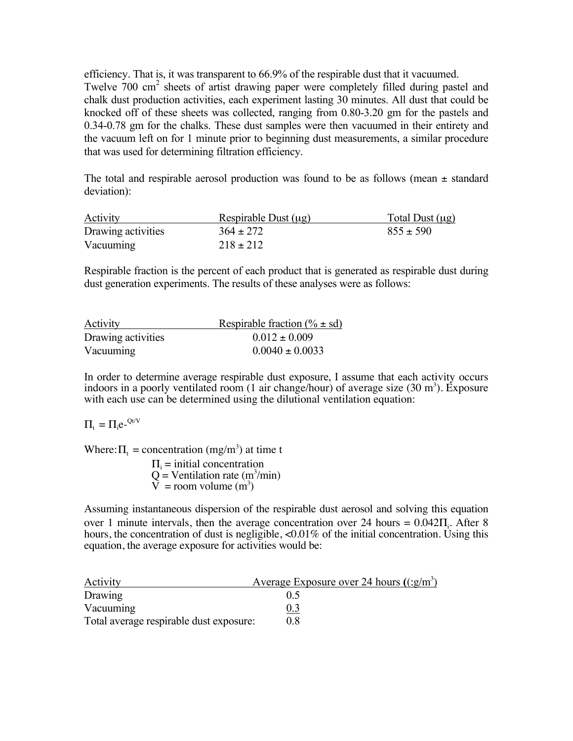efficiency. That is, it was transparent to 66.9% of the respirable dust that it vacuumed. Twelve 700 $cm^2$ sheets of artist drawing paper were completely filled during pastel and chalk dust production activities, each experiment lasting 30 minutes. All dust that could be knocked off of these sheets was collected, ranging from 0.80-3.20 gm for the pastels and 0.34-0.78 gm for the chalks. These dust samples were then vacuumed in their entirety and the vacuum left on for 1 minute prior to beginning dust measurements, a similar procedure that was used for determining filtration efficiency.

The total and respirable aerosol production was found to be as follows (mean ± standard deviation):

| Activity | Respirable Dust (μg) | Total Dust (μg) |
|---|---|---|
| Drawing activities | 364 ± 272 | 855 ± 590 |
| Vacuuming | 218 ± 212 | |

Respirable fraction is the percent of each product that is generated as respirable dust during dust generation experiments. The results of these analyses were as follows:

| Activity | Respirable fraction (% ± sd) |
|---|---|
| Drawing activities | 0.012 ± 0.009 |
| Vacuuming | 0.0040 ± 0.0033 |

In order to determine average respirable dust exposure, I assume that each activity occurs indoors in a poorly ventilated room (1 air change/hour) of average size (30 $m^3$). Exposure with each use can be determined using the dilutional ventilation equation:

$$\Pi_t = \Pi_i e^{-Qt/V}$$

Where: $\Pi_t$ = concentration ($mg/m^3$) at time t
$\Pi_i$ = initial concentration
Q = Ventilation rate ($m^3/min$)
V = room volume ($m^3$)

Assuming instantaneous dispersion of the respirable dust aerosol and solving this equation over 1 minute intervals, then the average concentration over 24 hours = $0.042\Pi_i$. After 8 hours, the concentration of dust is negligible, <0.01% of the initial concentration. Using this equation, the average exposure for activities would be:

| Activity | Average Exposure over 24 hours ((:g/$m^3$) |
|---|---|
| Drawing | 0.5 |
| Vacuuming | 0.3 |
| Total average respirable dust exposure: | 0.8 |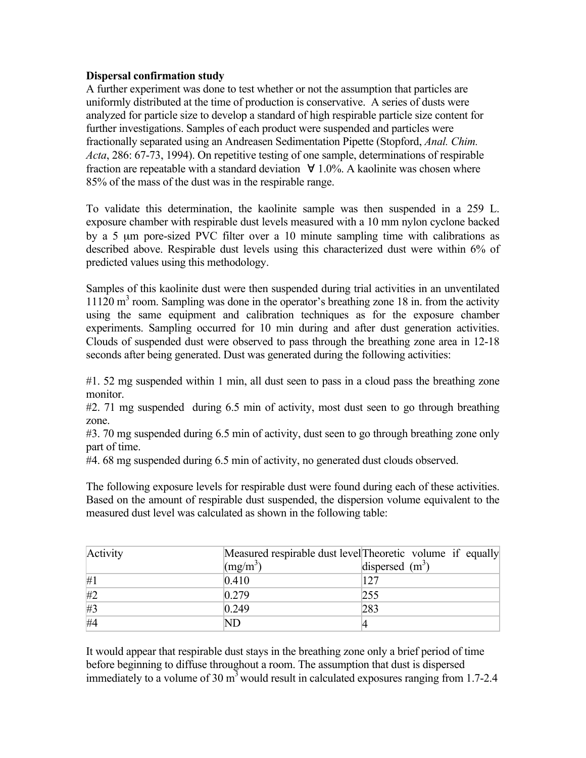**Dispersal confirmation study**

A further experiment was done to test whether or not the assumption that particles are uniformly distributed at the time of production is conservative. A series of dusts were analyzed for particle size to develop a standard of high respirable particle size content for further investigations. Samples of each product were suspended and particles were fractionally separated using an Andreasen Sedimentation Pipette (Stopford, *Anal. Chim. Acta*, 286: 67-73, 1994). On repetitive testing of one sample, determinations of respirable fraction are repeatable with a standard deviation ∀ 1.0%. A kaolinite was chosen where 85% of the mass of the dust was in the respirable range.

To validate this determination, the kaolinite sample was then suspended in a 259 L. exposure chamber with respirable dust levels measured with a 10 mm nylon cyclone backed by a 5 μm pore-sized PVC filter over a 10 minute sampling time with calibrations as described above. Respirable dust levels using this characterized dust were within 6% of predicted values using this methodology.

Samples of this kaolinite dust were then suspended during trial activities in an unventilated 11120 $m^3$ room. Sampling was done in the operator's breathing zone 18 in. from the activity using the same equipment and calibration techniques as for the exposure chamber experiments. Sampling occurred for 10 min during and after dust generation activities. Clouds of suspended dust were observed to pass through the breathing zone area in 12-18 seconds after being generated. Dust was generated during the following activities:

#1. 52 mg suspended within 1 min, all dust seen to pass in a cloud pass the breathing zone monitor.
#2. 71 mg suspended during 6.5 min of activity, most dust seen to go through breathing zone.
#3. 70 mg suspended during 6.5 min of activity, dust seen to go through breathing zone only part of time.
#4. 68 mg suspended during 6.5 min of activity, no generated dust clouds observed.

The following exposure levels for respirable dust were found during each of these activities. Based on the amount of respirable dust suspended, the dispersion volume equivalent to the measured dust level was calculated as shown in the following table:

| Activity | Measured respirable dust level ($mg/m^3$) | Theoretic volume if equally dispersed ($m^3$) |
|---|---|---|
| #1 | 0.410 | 127 |
| #2 | 0.279 | 255 |
| #3 | 0.249 | 283 |
| #4 | ND | 4 |

It would appear that respirable dust stays in the breathing zone only a brief period of time before beginning to diffuse throughout a room. The assumption that dust is dispersed immediately to a volume of 30 $m^3$ would result in calculated exposures ranging from 1.7-2.4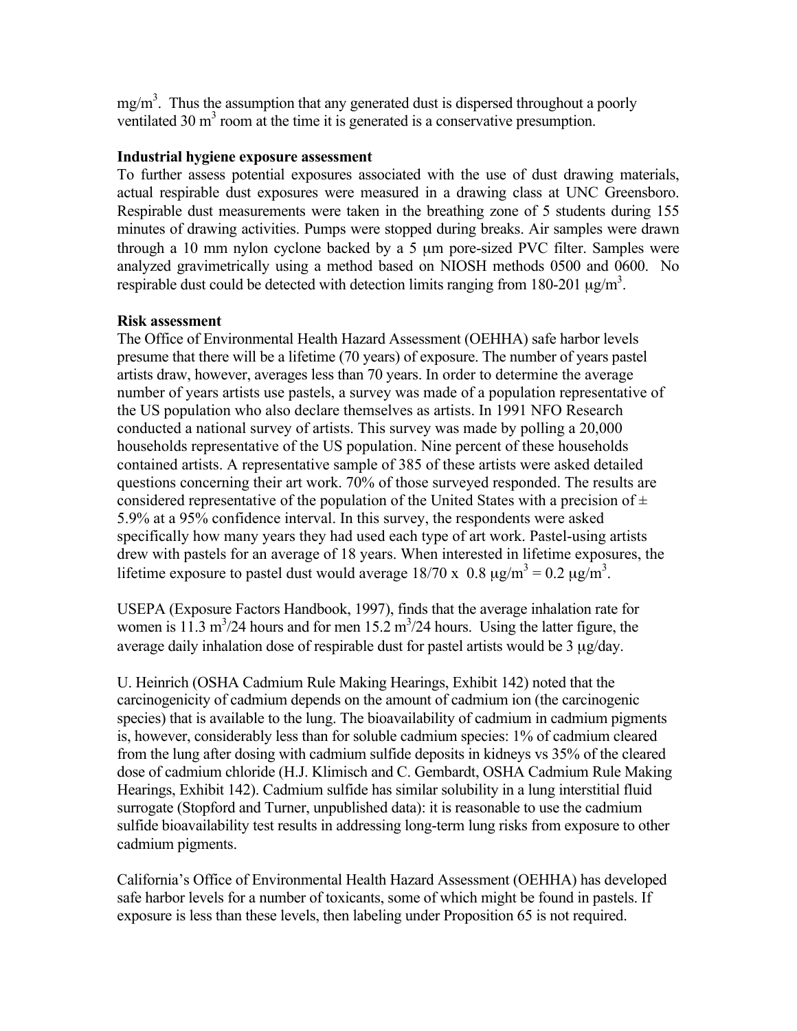mg/m$^3$. Thus the assumption that any generated dust is dispersed throughout a poorly ventilated 30 m$^3$ room at the time it is generated is a conservative presumption.

**Industrial hygiene exposure assessment**

To further assess potential exposures associated with the use of dust drawing materials, actual respirable dust exposures were measured in a drawing class at UNC Greensboro. Respirable dust measurements were taken in the breathing zone of 5 students during 155 minutes of drawing activities. Pumps were stopped during breaks. Air samples were drawn through a 10 mm nylon cyclone backed by a 5 μm pore-sized PVC filter. Samples were analyzed gravimetrically using a method based on NIOSH methods 0500 and 0600. No respirable dust could be detected with detection limits ranging from 180-201 μg/m$^3$.

**Risk assessment**

The Office of Environmental Health Hazard Assessment (OEHHA) safe harbor levels presume that there will be a lifetime (70 years) of exposure. The number of years pastel artists draw, however, averages less than 70 years. In order to determine the average number of years artists use pastels, a survey was made of a population representative of the US population who also declare themselves as artists. In 1991 NFO Research conducted a national survey of artists. This survey was made by polling a 20,000 households representative of the US population. Nine percent of these households contained artists. A representative sample of 385 of these artists were asked detailed questions concerning their art work. 70% of those surveyed responded. The results are considered representative of the population of the United States with a precision of ± 5.9% at a 95% confidence interval. In this survey, the respondents were asked specifically how many years they had used each type of art work. Pastel-using artists drew with pastels for an average of 18 years. When interested in lifetime exposures, the lifetime exposure to pastel dust would average 18/70 x 0.8 μg/m$^3$ = 0.2 μg/m$^3$.

USEPA (Exposure Factors Handbook, 1997), finds that the average inhalation rate for women is 11.3 m$^3$/24 hours and for men 15.2 m$^3$/24 hours. Using the latter figure, the average daily inhalation dose of respirable dust for pastel artists would be 3 μg/day.

U. Heinrich (OSHA Cadmium Rule Making Hearings, Exhibit 142) noted that the carcinogenicity of cadmium depends on the amount of cadmium ion (the carcinogenic species) that is available to the lung. The bioavailability of cadmium in cadmium pigments is, however, considerably less than for soluble cadmium species: 1% of cadmium cleared from the lung after dosing with cadmium sulfide deposits in kidneys vs 35% of the cleared dose of cadmium chloride (H.J. Klimisch and C. Gembardt, OSHA Cadmium Rule Making Hearings, Exhibit 142). Cadmium sulfide has similar solubility in a lung interstitial fluid surrogate (Stopford and Turner, unpublished data): it is reasonable to use the cadmium sulfide bioavailability test results in addressing long-term lung risks from exposure to other cadmium pigments.

California's Office of Environmental Health Hazard Assessment (OEHHA) has developed safe harbor levels for a number of toxicants, some of which might be found in pastels. If exposure is less than these levels, then labeling under Proposition 65 is not required.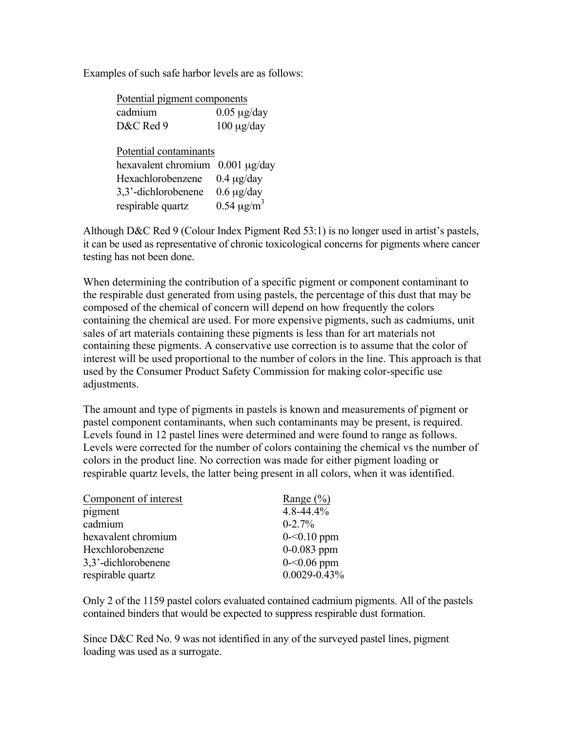Examples of such safe harbor levels are as follows:

| Potential pigment components | |
|---|---|
| cadmium | 0.05 μg/day |
| D&C Red 9 | 100 μg/day |

| Potential contaminants | |
|---|---|
| hexavalent chromium | 0.001 μg/day |
| Hexachlorobenzene | 0.4 μg/day |
| 3,3'-dichlorobenene | 0.6 μg/day |
| respirable quartz | 0.54 μg/m$^3$ |

Although D&C Red 9 (Colour Index Pigment Red 53:1) is no longer used in artist's pastels, it can be used as representative of chronic toxicological concerns for pigments where cancer testing has not been done.

When determining the contribution of a specific pigment or component contaminant to the respirable dust generated from using pastels, the percentage of this dust that may be composed of the chemical of concern will depend on how frequently the colors containing the chemical are used. For more expensive pigments, such as cadmiums, unit sales of art materials containing these pigments is less than for art materials not containing these pigments. A conservative use correction is to assume that the color of interest will be used proportional to the number of colors in the line. This approach is that used by the Consumer Product Safety Commission for making color-specific use adjustments.

The amount and type of pigments in pastels is known and measurements of pigment or pastel component contaminants, when such contaminants may be present, is required. Levels found in 12 pastel lines were determined and were found to range as follows. Levels were corrected for the number of colors containing the chemical vs the number of colors in the product line. No correction was made for either pigment loading or respirable quartz levels, the latter being present in all colors, when it was identified.

| Component of interest | Range (%) |
|---|---|
| pigment | 4.8-44.4% |
| cadmium | 0-2.7% |
| hexavalent chromium | 0-<0.10 ppm |
| Hexchlorobenzene | 0-0.083 ppm |
| 3,3'-dichlorobenene | 0-<0.06 ppm |
| respirable quartz | 0.0029-0.43% |

Only 2 of the 1159 pastel colors evaluated contained cadmium pigments. All of the pastels contained binders that would be expected to suppress respirable dust formation.

Since D&C Red No. 9 was not identified in any of the surveyed pastel lines, pigment loading was used as a surrogate.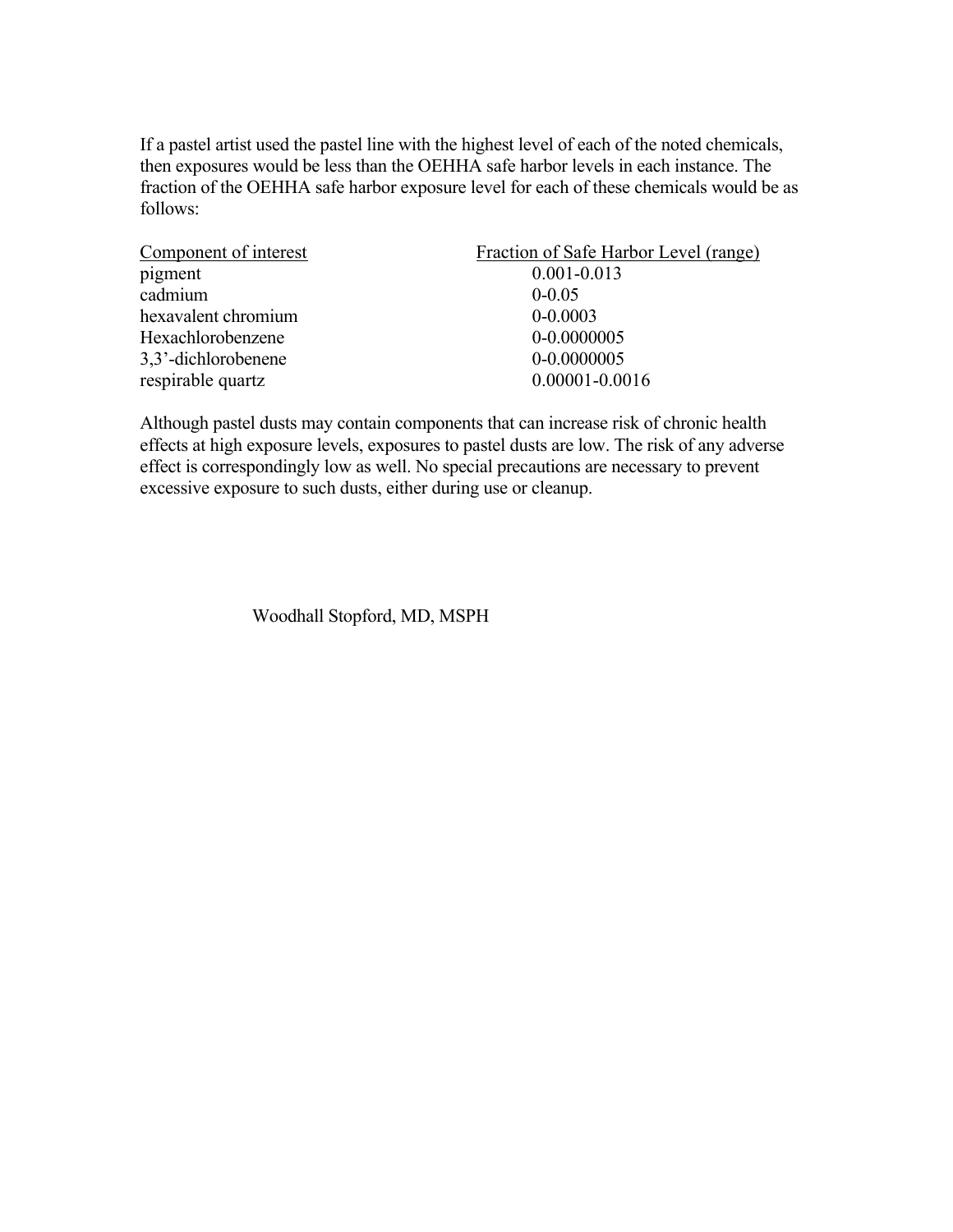If a pastel artist used the pastel line with the highest level of each of the noted chemicals, then exposures would be less than the OEHHA safe harbor levels in each instance. The fraction of the OEHHA safe harbor exposure level for each of these chemicals would be as follows:

| Component of interest | Fraction of Safe Harbor Level (range) |
|---|---|
| pigment | 0.001-0.013 |
| cadmium | 0-0.05 |
| hexavalent chromium | 0-0.0003 |
| Hexachlorobenzene | 0-0.0000005 |
| 3,3'-dichlorobenene | 0-0.0000005 |
| respirable quartz | 0.00001-0.0016 |

Although pastel dusts may contain components that can increase risk of chronic health effects at high exposure levels, exposures to pastel dusts are low. The risk of any adverse effect is correspondingly low as well. No special precautions are necessary to prevent excessive exposure to such dusts, either during use or cleanup.

Woodhall Stopford, MD, MSPH